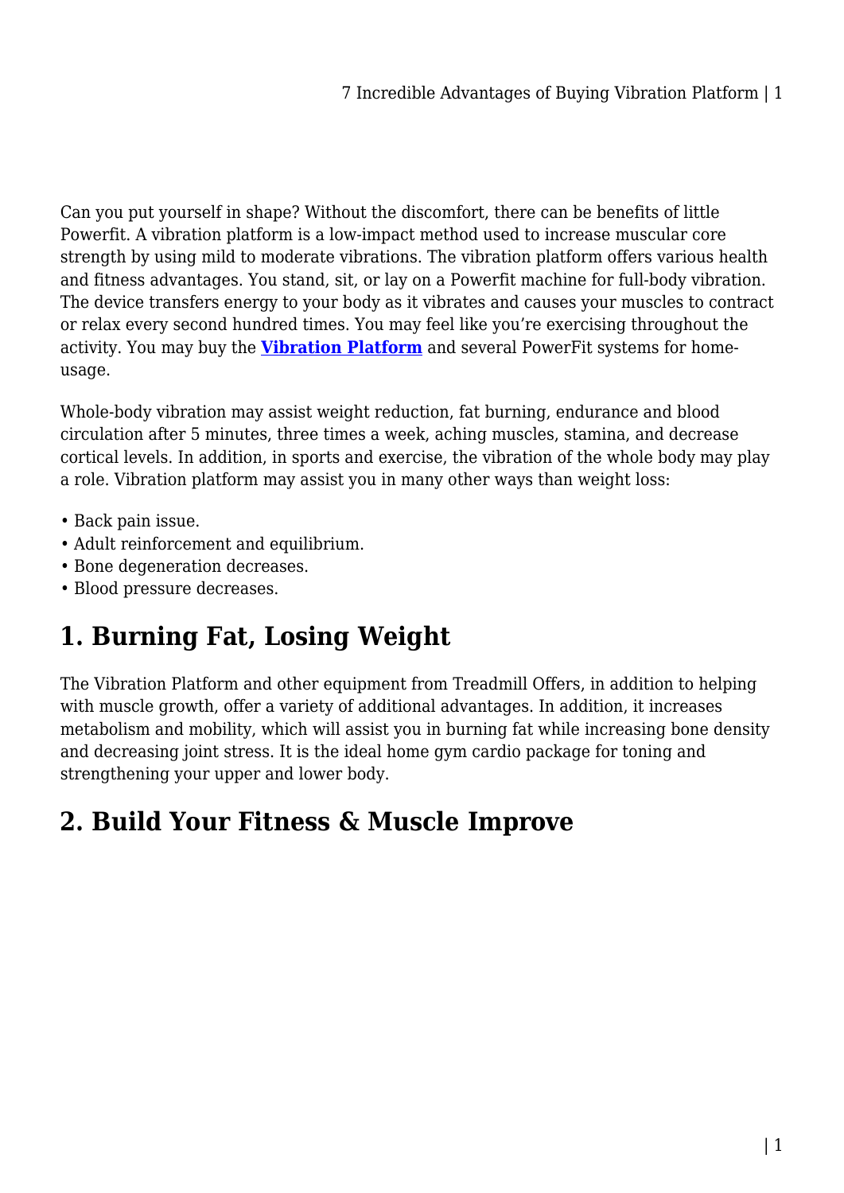Can you put yourself in shape? Without the discomfort, there can be benefits of little Powerfit. A vibration platform is a low-impact method used to increase muscular core strength by using mild to moderate vibrations. The vibration platform offers various health and fitness advantages. You stand, sit, or lay on a Powerfit machine for full-body vibration. The device transfers energy to your body as it vibrates and causes your muscles to contract or relax every second hundred times. You may feel like you're exercising throughout the activity. You may buy the **[Vibration Platform]()** and several PowerFit systems for home-usage.

Whole-body vibration may assist weight reduction, fat burning, endurance and blood circulation after 5 minutes, three times a week, aching muscles, stamina, and decrease cortical levels. In addition, in sports and exercise, the vibration of the whole body may play a role. Vibration platform may assist you in many other ways than weight loss:

- Back pain issue.
- Adult reinforcement and equilibrium.
- Bone degeneration decreases.
- Blood pressure decreases.

## 1. Burning Fat, Losing Weight

The Vibration Platform and other equipment from Treadmill Offers, in addition to helping with muscle growth, offer a variety of additional advantages. In addition, it increases metabolism and mobility, which will assist you in burning fat while increasing bone density and decreasing joint stress. It is the ideal home gym cardio package for toning and strengthening your upper and lower body.

## 2. Build Your Fitness & Muscle Improve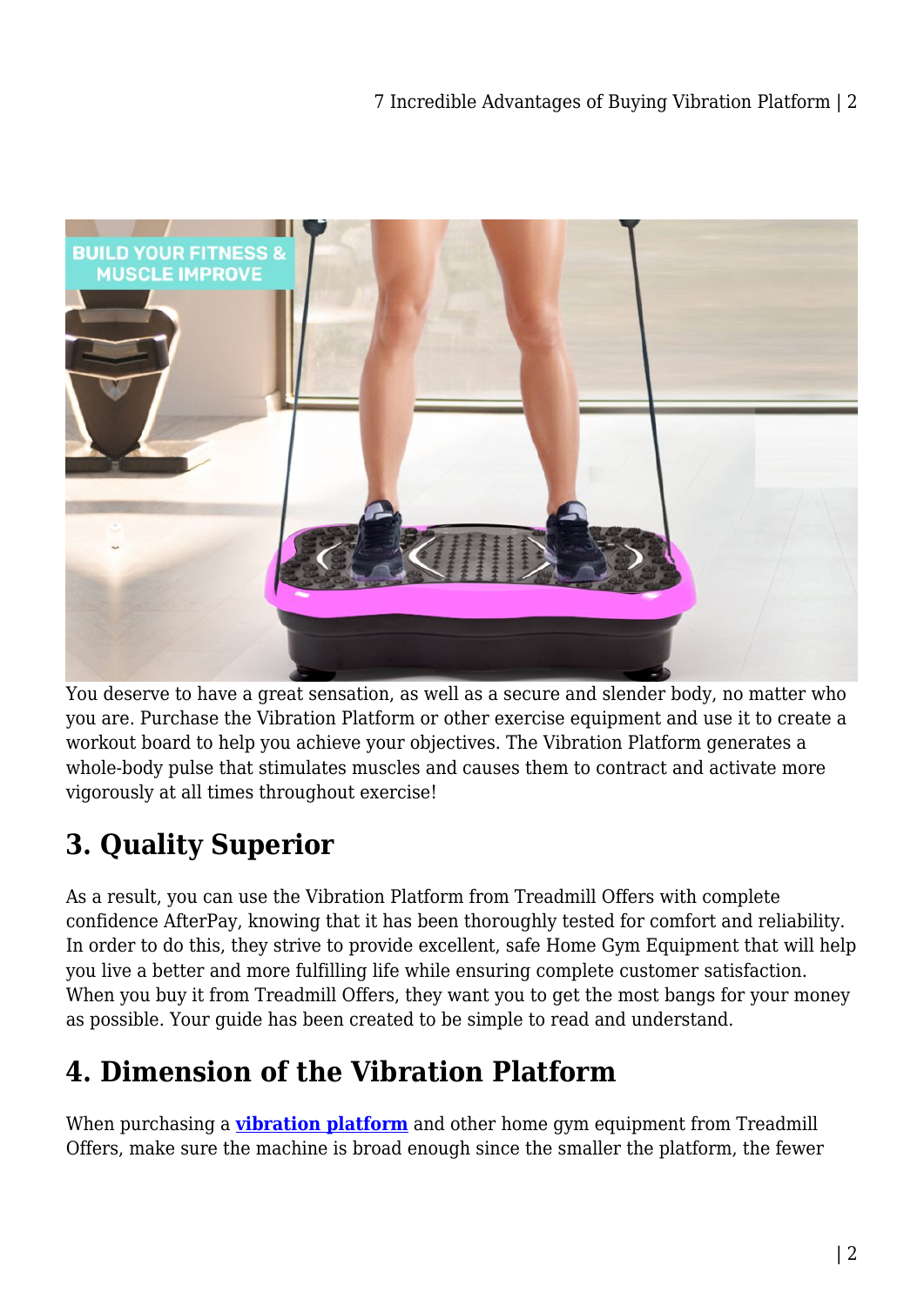You deserve to have a great sensation, as well as a secure and slender body, no matter who you are. Purchase the Vibration Platform or other exercise equipment and use it to create a workout board to help you achieve your objectives. The Vibration Platform generates a whole-body pulse that stimulates muscles and causes them to contract and activate more vigorously at all times throughout exercise!

## 3. Quality Superior

As a result, you can use the Vibration Platform from Treadmill Offers with complete confidence AfterPay, knowing that it has been thoroughly tested for comfort and reliability. In order to do this, they strive to provide excellent, safe Home Gym Equipment that will help you live a better and more fulfilling life while ensuring complete customer satisfaction. When you buy it from Treadmill Offers, they want you to get the most bangs for your money as possible. Your guide has been created to be simple to read and understand.

## 4. Dimension of the Vibration Platform

When purchasing a **vibration platform** and other home gym equipment from Treadmill Offers, make sure the machine is broad enough since the smaller the platform, the fewer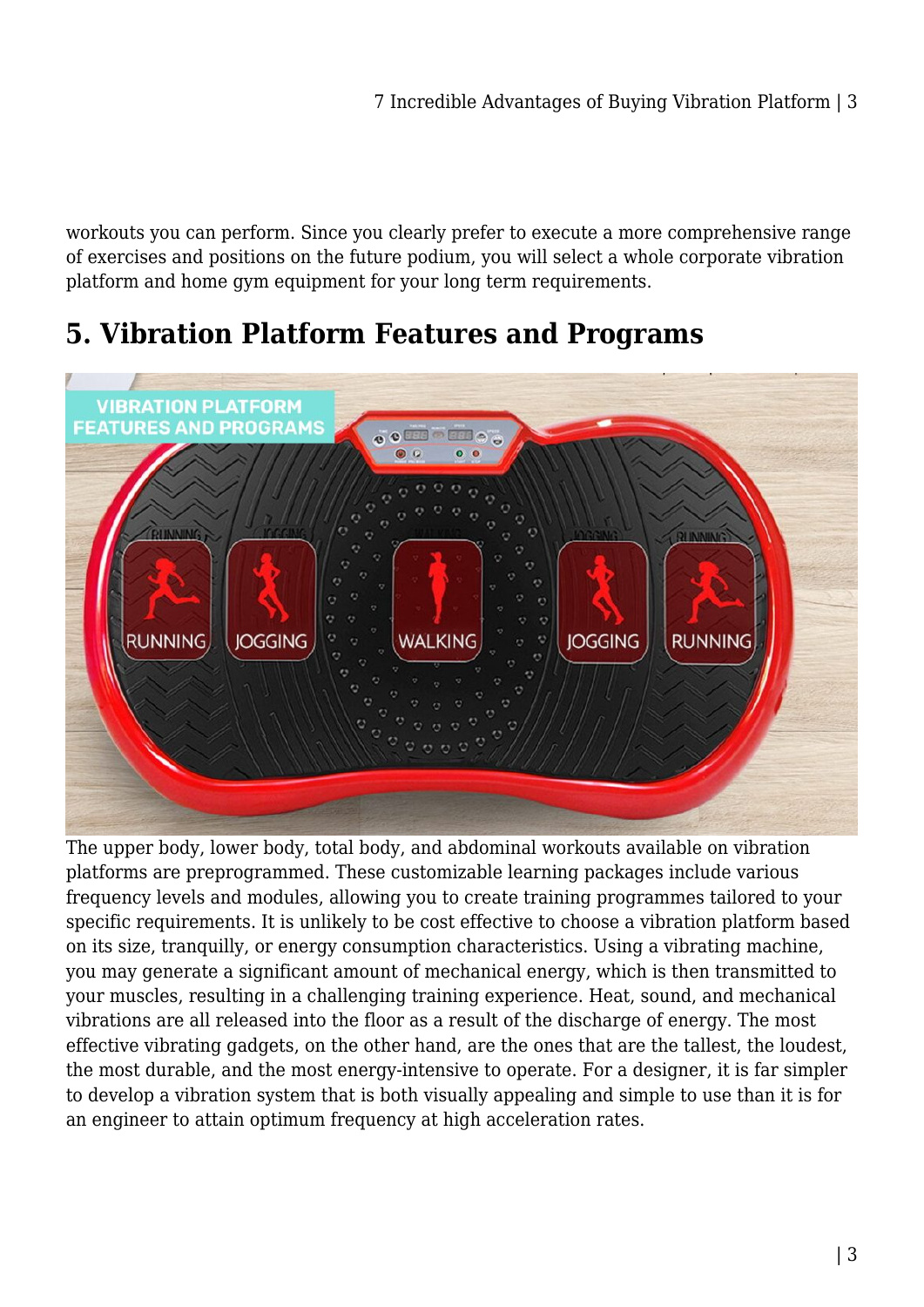workouts you can perform. Since you clearly prefer to execute a more comprehensive range of exercises and positions on the future podium, you will select a whole corporate vibration platform and home gym equipment for your long term requirements.

## 5. Vibration Platform Features and Programs

The upper body, lower body, total body, and abdominal workouts available on vibration platforms are preprogrammed. These customizable learning packages include various frequency levels and modules, allowing you to create training programmes tailored to your specific requirements. It is unlikely to be cost effective to choose a vibration platform based on its size, tranquilly, or energy consumption characteristics. Using a vibrating machine, you may generate a significant amount of mechanical energy, which is then transmitted to your muscles, resulting in a challenging training experience. Heat, sound, and mechanical vibrations are all released into the floor as a result of the discharge of energy. The most effective vibrating gadgets, on the other hand, are the ones that are the tallest, the loudest, the most durable, and the most energy-intensive to operate. For a designer, it is far simpler to develop a vibration system that is both visually appealing and simple to use than it is for an engineer to attain optimum frequency at high acceleration rates.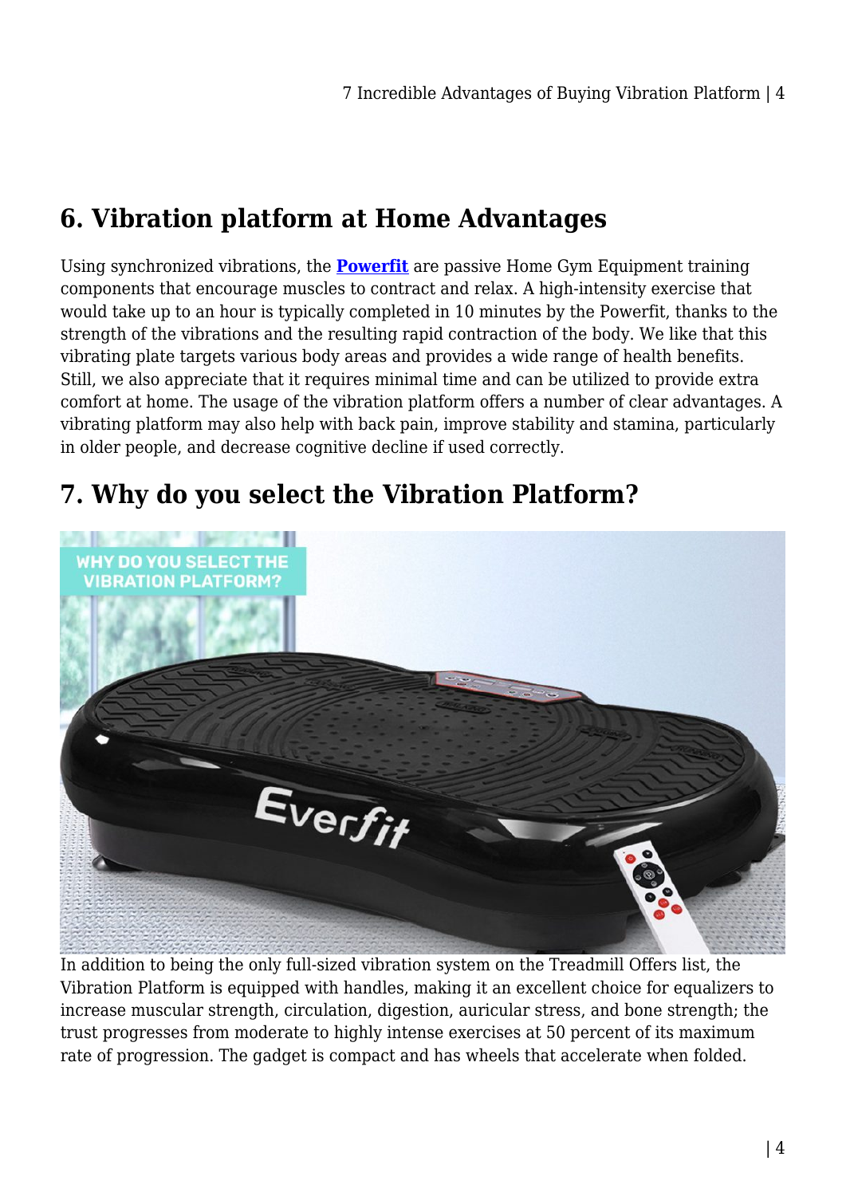## 6. Vibration platform at Home Advantages

Using synchronized vibrations, the **Powerfit** are passive Home Gym Equipment training components that encourage muscles to contract and relax. A high-intensity exercise that would take up to an hour is typically completed in 10 minutes by the Powerfit, thanks to the strength of the vibrations and the resulting rapid contraction of the body. We like that this vibrating plate targets various body areas and provides a wide range of health benefits. Still, we also appreciate that it requires minimal time and can be utilized to provide extra comfort at home. The usage of the vibration platform offers a number of clear advantages. A vibrating platform may also help with back pain, improve stability and stamina, particularly in older people, and decrease cognitive decline if used correctly.

## 7. Why do you select the Vibration Platform?

In addition to being the only full-sized vibration system on the Treadmill Offers list, the Vibration Platform is equipped with handles, making it an excellent choice for equalizers to increase muscular strength, circulation, digestion, auricular stress, and bone strength; the trust progresses from moderate to highly intense exercises at 50 percent of its maximum rate of progression. The gadget is compact and has wheels that accelerate when folded.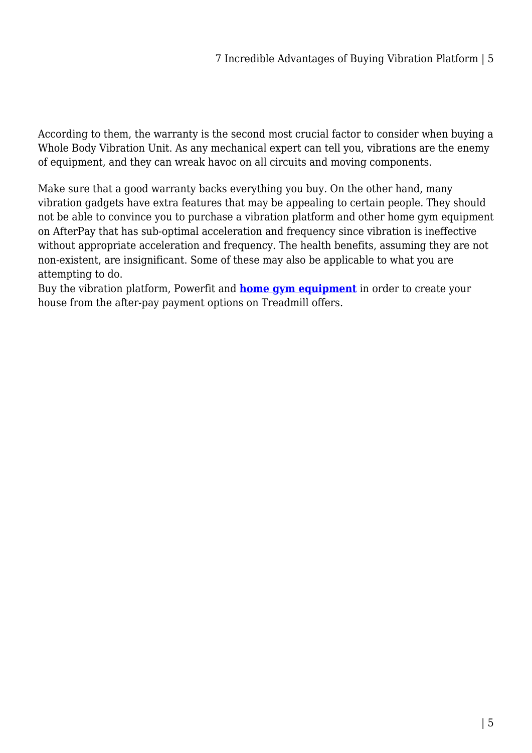According to them, the warranty is the second most crucial factor to consider when buying a Whole Body Vibration Unit. As any mechanical expert can tell you, vibrations are the enemy of equipment, and they can wreak havoc on all circuits and moving components.

Make sure that a good warranty backs everything you buy. On the other hand, many vibration gadgets have extra features that may be appealing to certain people. They should not be able to convince you to purchase a vibration platform and other home gym equipment on AfterPay that has sub-optimal acceleration and frequency since vibration is ineffective without appropriate acceleration and frequency. The health benefits, assuming they are not non-existent, are insignificant. Some of these may also be applicable to what you are attempting to do.
Buy the vibration platform, Powerfit and **home gym equipment** in order to create your house from the after-pay payment options on Treadmill offers.